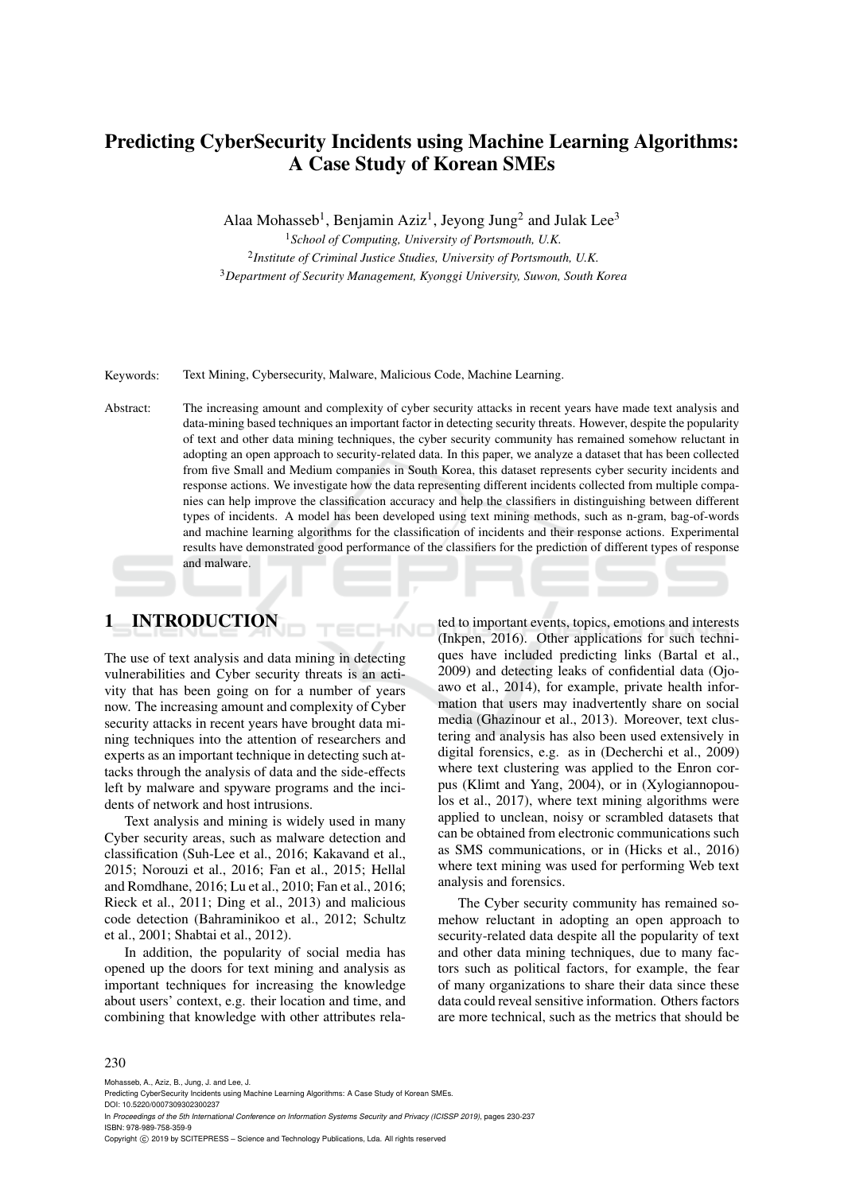# Predicting CyberSecurity Incidents using Machine Learning Algorithms: A Case Study of Korean SMEs

Alaa Mohasseb[1], Benjamin Aziz[1], Jeyong Jung[2] and Julak Lee[3]

[1]*School of Computing, University of Portsmouth, U.K.*

[2]*Institute of Criminal Justice Studies, University of Portsmouth, U.K.*

[3]*Department of Security Management, Kyonggi University, Suwon, South Korea*

Keywords: Text Mining, Cybersecurity, Malware, Malicious Code, Machine Learning.

Abstract: The increasing amount and complexity of cyber security attacks in recent years have made text analysis and data-mining based techniques an important factor in detecting security threats. However, despite the popularity of text and other data mining techniques, the cyber security community has remained somehow reluctant in adopting an open approach to security-related data. In this paper, we analyze a dataset that has been collected from five Small and Medium companies in South Korea, this dataset represents cyber security incidents and response actions. We investigate how the data representing different incidents collected from multiple companies can help improve the classification accuracy and help the classifiers in distinguishing between different types of incidents. A model has been developed using text mining methods, such as n-gram, bag-of-words and machine learning algorithms for the classification of incidents and their response actions. Experimental results have demonstrated good performance of the classifiers for the prediction of different types of response and malware.

## 1 INTRODUCTION

The use of text analysis and data mining in detecting vulnerabilities and Cyber security threats is an activity that has been going on for a number of years now. The increasing amount and complexity of Cyber security attacks in recent years have brought data mining techniques into the attention of researchers and experts as an important technique in detecting such attacks through the analysis of data and the side-effects left by malware and spyware programs and the incidents of network and host intrusions.

Text analysis and mining is widely used in many Cyber security areas, such as malware detection and classification (Suh-Lee et al., 2016; Kakavand et al., 2015; Norouzi et al., 2016; Fan et al., 2015; Hellal and Romdhane, 2016; Lu et al., 2010; Fan et al., 2016; Rieck et al., 2011; Ding et al., 2013) and malicious code detection (Bahraminikoo et al., 2012; Schultz et al., 2001; Shabtai et al., 2012).

In addition, the popularity of social media has opened up the doors for text mining and analysis as important techniques for increasing the knowledge about users' context, e.g. their location and time, and combining that knowledge with other attributes related to important events, topics, emotions and interests (Inkpen, 2016). Other applications for such techniques have included predicting links (Bartal et al., 2009) and detecting leaks of confidential data (Ojoawo et al., 2014), for example, private health information that users may inadvertently share on social media (Ghazinour et al., 2013). Moreover, text clustering and analysis has also been used extensively in digital forensics, e.g. as in (Decherchi et al., 2009) where text clustering was applied to the Enron corpus (Klimt and Yang, 2004), or in (Xylogiannopoulos et al., 2017), where text mining algorithms were applied to unclean, noisy or scrambled datasets that can be obtained from electronic communications such as SMS communications, or in (Hicks et al., 2016) where text mining was used for performing Web text analysis and forensics.

The Cyber security community has remained somehow reluctant in adopting an open approach to security-related data despite all the popularity of text and other data mining techniques, due to many factors such as political factors, for example, the fear of many organizations to share their data since these data could reveal sensitive information. Others factors are more technical, such as the metrics that should be

Mohasseb, A., Aziz, B., Jung, J. and Lee, J.
Predicting CyberSecurity Incidents using Machine Learning Algorithms: A Case Study of Korean SMEs.
DOI: 10.5220/0007309302300237
In *Proceedings of the 5th International Conference on Information Systems Security and Privacy (ICISSP 2019)*, pages 230-237
ISBN: 978-989-758-359-9
Copyright © 2019 by SCITEPRESS – Science and Technology Publications, Lda. All rights reserved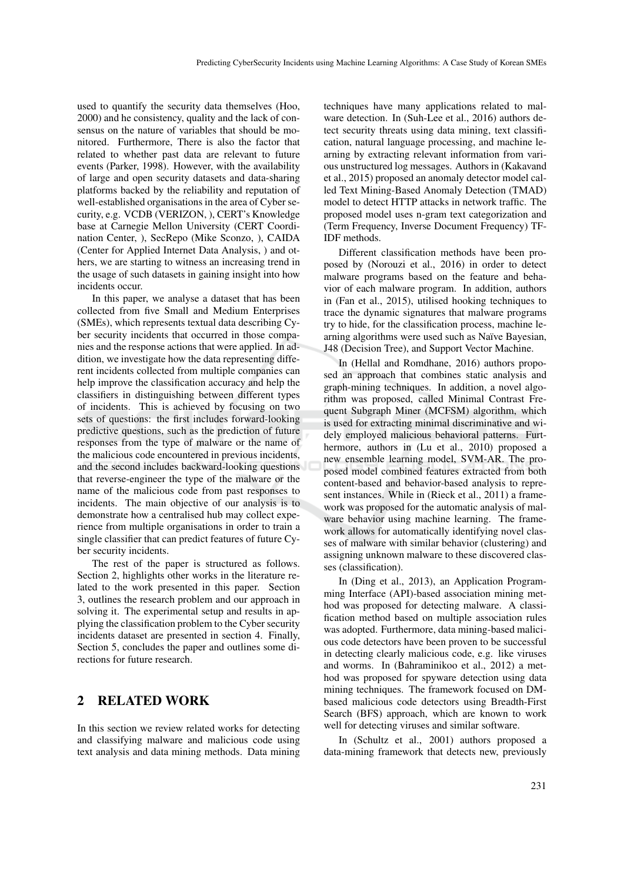used to quantify the security data themselves (Hoo, 2000) and he consistency, quality and the lack of consensus on the nature of variables that should be monitored. Furthermore, There is also the factor that related to whether past data are relevant to future events (Parker, 1998). However, with the availability of large and open security datasets and data-sharing platforms backed by the reliability and reputation of well-established organisations in the area of Cyber security, e.g. VCDB (VERIZON, ), CERT's Knowledge base at Carnegie Mellon University (CERT Coordination Center, ), SecRepo (Mike Sconzo, ), CAIDA (Center for Applied Internet Data Analysis, ) and others, we are starting to witness an increasing trend in the usage of such datasets in gaining insight into how incidents occur.

In this paper, we analyse a dataset that has been collected from five Small and Medium Enterprises (SMEs), which represents textual data describing Cyber security incidents that occurred in those companies and the response actions that were applied. In addition, we investigate how the data representing different incidents collected from multiple companies can help improve the classification accuracy and help the classifiers in distinguishing between different types of incidents. This is achieved by focusing on two sets of questions: the first includes forward-looking predictive questions, such as the prediction of future responses from the type of malware or the name of the malicious code encountered in previous incidents, and the second includes backward-looking questions that reverse-engineer the type of the malware or the name of the malicious code from past responses to incidents. The main objective of our analysis is to demonstrate how a centralised hub may collect experience from multiple organisations in order to train a single classifier that can predict features of future Cyber security incidents.

The rest of the paper is structured as follows. Section 2, highlights other works in the literature related to the work presented in this paper. Section 3, outlines the research problem and our approach in solving it. The experimental setup and results in applying the classification problem to the Cyber security incidents dataset are presented in section 4. Finally, Section 5, concludes the paper and outlines some directions for future research.

## 2 RELATED WORK

In this section we review related works for detecting and classifying malware and malicious code using text analysis and data mining methods. Data mining techniques have many applications related to malware detection. In (Suh-Lee et al., 2016) authors detect security threats using data mining, text classification, natural language processing, and machine learning by extracting relevant information from various unstructured log messages. Authors in (Kakavand et al., 2015) proposed an anomaly detector model called Text Mining-Based Anomaly Detection (TMAD) model to detect HTTP attacks in network traffic. The proposed model uses n-gram text categorization and (Term Frequency, Inverse Document Frequency) TF-IDF methods.

Different classification methods have been proposed by (Norouzi et al., 2016) in order to detect malware programs based on the feature and behavior of each malware program. In addition, authors in (Fan et al., 2015), utilised hooking techniques to trace the dynamic signatures that malware programs try to hide, for the classification process, machine learning algorithms were used such as Naïve Bayesian, J48 (Decision Tree), and Support Vector Machine.

In (Hellal and Romdhane, 2016) authors proposed an approach that combines static analysis and graph-mining techniques. In addition, a novel algorithm was proposed, called Minimal Contrast Frequent Subgraph Miner (MCFSM) algorithm, which is used for extracting minimal discriminative and widely employed malicious behavioral patterns. Furthermore, authors in (Lu et al., 2010) proposed a new ensemble learning model, SVM-AR. The proposed model combined features extracted from both content-based and behavior-based analysis to represent instances. While in (Rieck et al., 2011) a framework was proposed for the automatic analysis of malware behavior using machine learning. The framework allows for automatically identifying novel classes of malware with similar behavior (clustering) and assigning unknown malware to these discovered classes (classification).

In (Ding et al., 2013), an Application Programming Interface (API)-based association mining method was proposed for detecting malware. A classification method based on multiple association rules was adopted. Furthermore, data mining-based malicious code detectors have been proven to be successful in detecting clearly malicious code, e.g. like viruses and worms. In (Bahraminikoo et al., 2012) a method was proposed for spyware detection using data mining techniques. The framework focused on DM-based malicious code detectors using Breadth-First Search (BFS) approach, which are known to work well for detecting viruses and similar software.

In (Schultz et al., 2001) authors proposed a data-mining framework that detects new, previously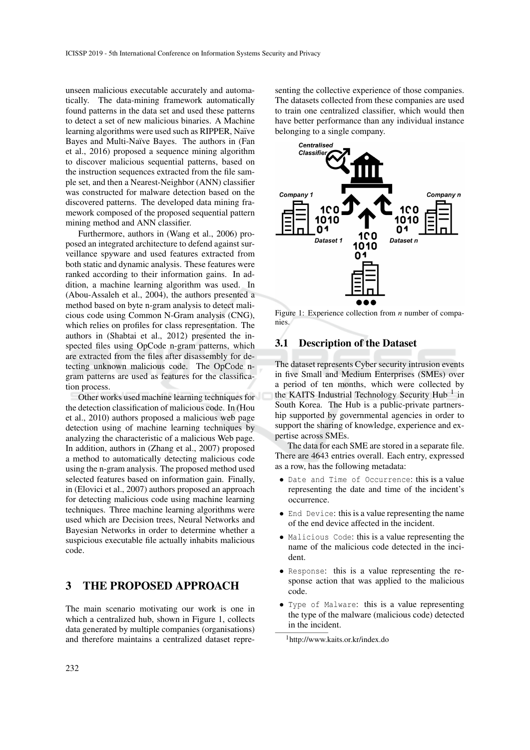unseen malicious executable accurately and automatically. The data-mining framework automatically found patterns in the data set and used these patterns to detect a set of new malicious binaries. A Machine learning algorithms were used such as RIPPER, Naïve Bayes and Multi-Naïve Bayes. The authors in (Fan et al., 2016) proposed a sequence mining algorithm to discover malicious sequential patterns, based on the instruction sequences extracted from the file sample set, and then a Nearest-Neighbor (ANN) classifier was constructed for malware detection based on the discovered patterns. The developed data mining framework composed of the proposed sequential pattern mining method and ANN classifier.

Furthermore, authors in (Wang et al., 2006) proposed an integrated architecture to defend against surveillance spyware and used features extracted from both static and dynamic analysis. These features were ranked according to their information gains. In addition, a machine learning algorithm was used. In (Abou-Assaleh et al., 2004), the authors presented a method based on byte n-gram analysis to detect malicious code using Common N-Gram analysis (CNG), which relies on profiles for class representation. The authors in (Shabtai et al., 2012) presented the inspected files using OpCode n-gram patterns, which are extracted from the files after disassembly for detecting unknown malicious code. The OpCode n-gram patterns are used as features for the classification process.

Other works used machine learning techniques for the detection classification of malicious code. In (Hou et al., 2010) authors proposed a malicious web page detection using of machine learning techniques by analyzing the characteristic of a malicious Web page. In addition, authors in (Zhang et al., 2007) proposed a method to automatically detecting malicious code using the n-gram analysis. The proposed method used selected features based on information gain. Finally, in (Elovici et al., 2007) authors proposed an approach for detecting malicious code using machine learning techniques. Three machine learning algorithms were used which are Decision trees, Neural Networks and Bayesian Networks in order to determine whether a suspicious executable file actually inhabits malicious code.

# 3 THE PROPOSED APPROACH

The main scenario motivating our work is one in which a centralized hub, shown in Figure 1, collects data generated by multiple companies (organisations) and therefore maintains a centralized dataset representing the collective experience of those companies. The datasets collected from these companies are used to train one centralized classifier, which would then have better performance than any individual instance belonging to a single company.

Figure 1: Experience collection from *n* number of companies.

## 3.1 Description of the Dataset

The dataset represents Cyber security intrusion events in five Small and Medium Enterprises (SMEs) over a period of ten months, which were collected by the KAITS Industrial Technology Security Hub [1] in South Korea. The Hub is a public-private partnership supported by governmental agencies in order to support the sharing of knowledge, experience and expertise across SMEs.

The data for each SME are stored in a separate file. There are 4643 entries overall. Each entry, expressed as a row, has the following metadata:

- `Date and Time of Occurrence`: this is a value representing the date and time of the incident's occurrence.
- `End Device`: this is a value representing the name of the end device affected in the incident.
- `Malicious Code`: this is a value representing the name of the malicious code detected in the incident.
- `Response`: this is a value representing the response action that was applied to the malicious code.
- `Type of Malware`: this is a value representing the type of the malware (malicious code) detected in the incident.

[1] http://www.kaits.or.kr/index.do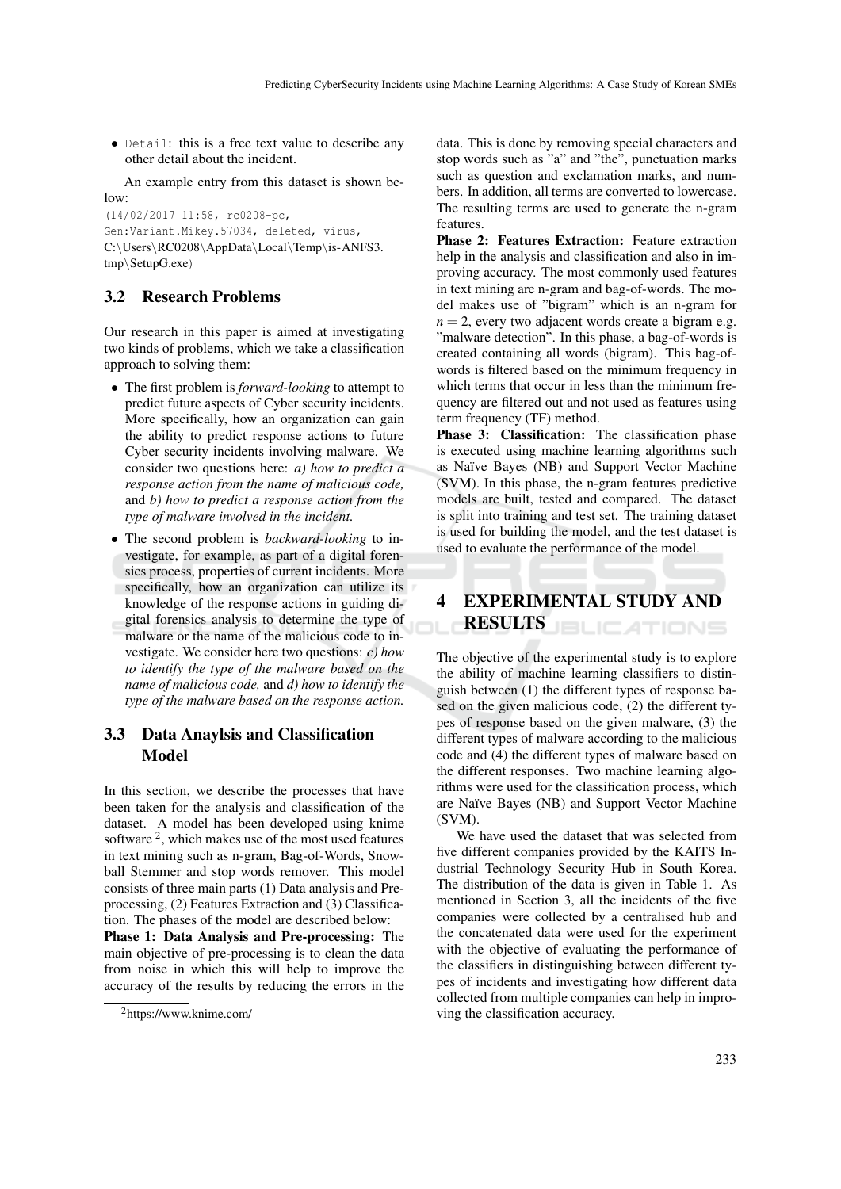- `Detail`: this is a free text value to describe any other detail about the incident.

An example entry from this dataset is shown below:

```
(14/02/2017 11:58, rc0208-pc,
Gen:Variant.Mikey.57034, deleted, virus,
C:\Users\RC0208\AppData\Local\Temp\is-ANFS3.
tmp\SetupG.exe)
```

## 3.2 Research Problems

Our research in this paper is aimed at investigating two kinds of problems, which we take a classification approach to solving them:

- The first problem is *forward-looking* to attempt to predict future aspects of Cyber security incidents. More specifically, how an organization can gain the ability to predict response actions to future Cyber security incidents involving malware. We consider two questions here: *a) how to predict a response action from the name of malicious code,* and *b) how to predict a response action from the type of malware involved in the incident.*
- The second problem is *backward-looking* to investigate, for example, as part of a digital forensics process, properties of current incidents. More specifically, how an organization can utilize its knowledge of the response actions in guiding digital forensics analysis to determine the type of malware or the name of the malicious code to investigate. We consider here two questions: *c) how to identify the type of the malware based on the name of malicious code,* and *d) how to identify the type of the malware based on the response action.*

## 3.3 Data Anaylsis and Classification Model

In this section, we describe the processes that have been taken for the analysis and classification of the dataset. A model has been developed using knime software [2], which makes use of the most used features in text mining such as n-gram, Bag-of-Words, Snowball Stemmer and stop words remover. This model consists of three main parts (1) Data analysis and Preprocessing, (2) Features Extraction and (3) Classification. The phases of the model are described below:

**Phase 1: Data Analysis and Pre-processing:** The main objective of pre-processing is to clean the data from noise in which this will help to improve the accuracy of the results by reducing the errors in the data. This is done by removing special characters and stop words such as "a" and "the", punctuation marks such as question and exclamation marks, and numbers. In addition, all terms are converted to lowercase. The resulting terms are used to generate the n-gram features.

**Phase 2: Features Extraction:** Feature extraction help in the analysis and classification and also in improving accuracy. The most commonly used features in text mining are n-gram and bag-of-words. The model makes use of "bigram" which is an n-gram for $n = 2$, every two adjacent words create a bigram e.g. "malware detection". In this phase, a bag-of-words is created containing all words (bigram). This bag-of-words is filtered based on the minimum frequency in which terms that occur in less than the minimum frequency are filtered out and not used as features using term frequency (TF) method.

**Phase 3: Classification:** The classification phase is executed using machine learning algorithms such as Naïve Bayes (NB) and Support Vector Machine (SVM). In this phase, the n-gram features predictive models are built, tested and compared. The dataset is split into training and test set. The training dataset is used for building the model, and the test dataset is used to evaluate the performance of the model.

# 4 EXPERIMENTAL STUDY AND RESULTS

The objective of the experimental study is to explore the ability of machine learning classifiers to distinguish between (1) the different types of response based on the given malicious code, (2) the different types of response based on the given malware, (3) the different types of malware according to the malicious code and (4) the different types of malware based on the different responses. Two machine learning algorithms were used for the classification process, which are Naïve Bayes (NB) and Support Vector Machine (SVM).

We have used the dataset that was selected from five different companies provided by the KAITS Industrial Technology Security Hub in South Korea. The distribution of the data is given in Table 1. As mentioned in Section 3, all the incidents of the five companies were collected by a centralised hub and the concatenated data were used for the experiment with the objective of evaluating the performance of the classifiers in distinguishing between different types of incidents and investigating how different data collected from multiple companies can help in improving the classification accuracy.

[2] https://www.knime.com/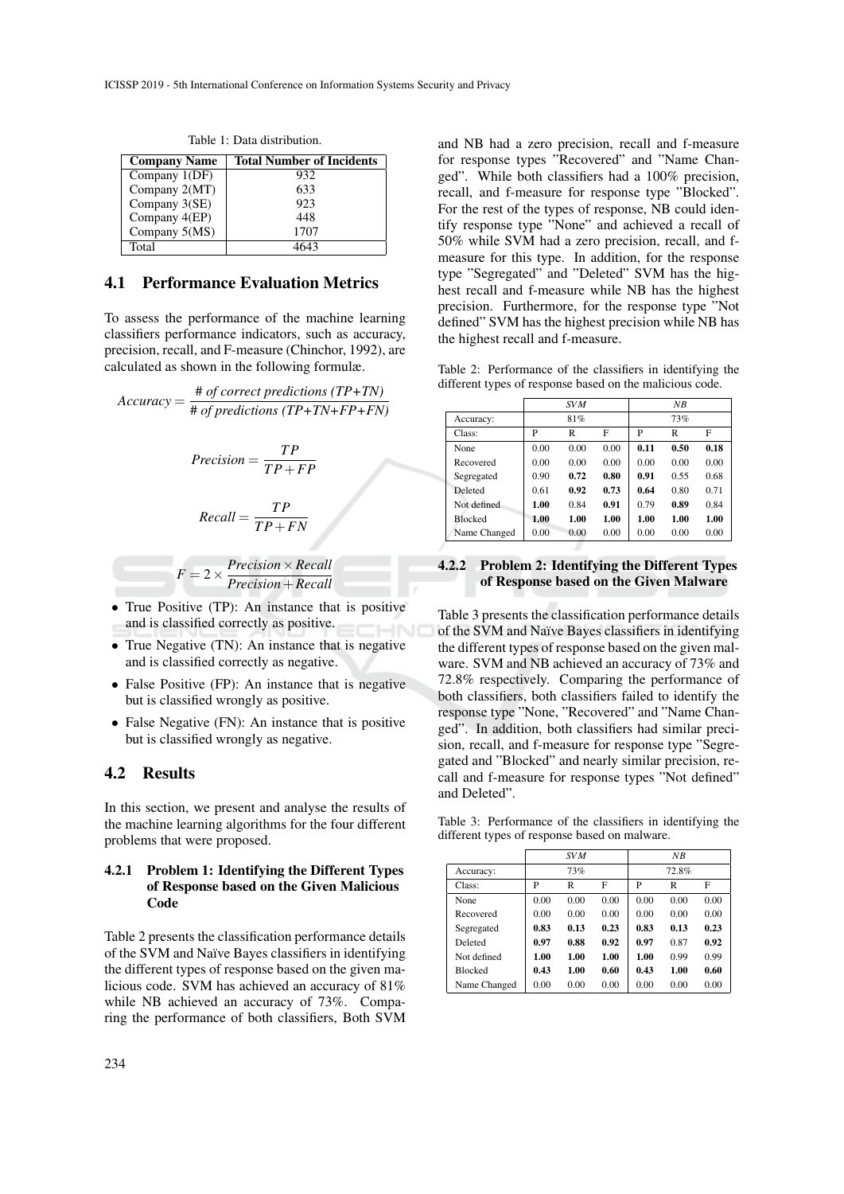Table 1: Data distribution.

| Company Name | Total Number of Incidents |
|---|---|
| Company 1(DF) | 932 |
| Company 2(MT) | 633 |
| Company 3(SE) | 923 |
| Company 4(EP) | 448 |
| Company 5(MS) | 1707 |
| Total | 4643 |

## 4.1 Performance Evaluation Metrics

To assess the performance of the machine learning classifiers performance indicators, such as accuracy, precision, recall, and F-measure (Chinchor, 1992), are calculated as shown in the following formulæ.

$$Accuracy = \frac{\textit{\# of correct predictions (TP+TN)}}{\textit{\# of predictions (TP+TN+FP+FN)}}$$

$$Precision = \frac{TP}{TP + FP}$$

$$Recall = \frac{TP}{TP + FN}$$

$$F = 2 \times \frac{Precision \times Recall}{Precision + Recall}$$

- True Positive (TP): An instance that is positive and is classified correctly as positive.
- True Negative (TN): An instance that is negative and is classified correctly as negative.
- False Positive (FP): An instance that is negative but is classified wrongly as positive.
- False Negative (FN): An instance that is positive but is classified wrongly as negative.

## 4.2 Results

In this section, we present and analyse the results of the machine learning algorithms for the four different problems that were proposed.

### 4.2.1 Problem 1: Identifying the Different Types of Response based on the Given Malicious Code

Table 2 presents the classification performance details of the SVM and Naïve Bayes classifiers in identifying the different types of response based on the given malicious code. SVM has achieved an accuracy of 81% while NB achieved an accuracy of 73%. Comparing the performance of both classifiers, Both SVM and NB had a zero precision, recall and f-measure for response types "Recovered" and "Name Changed". While both classifiers had a 100% precision, recall, and f-measure for response type "Blocked". For the rest of the types of response, NB could identify response type "None" and achieved a recall of 50% while SVM had a zero precision, recall, and f-measure for this type. In addition, for the response type "Segregated" and "Deleted" SVM has the highest recall and f-measure while NB has the highest precision. Furthermore, for the response type "Not defined" SVM has the highest precision while NB has the highest recall and f-measure.

Table 2: Performance of the classifiers in identifying the different types of response based on the malicious code.

| | *SVM* | | | *NB* | | |
|---|---|---|---|---|---|---|
| Accuracy: | 81% | | | 73% | | |
| Class: | P | R | F | P | R | F |
| None | 0.00 | 0.00 | 0.00 | **0.11** | **0.50** | **0.18** |
| Recovered | 0.00 | 0.00 | 0.00 | 0.00 | 0.00 | 0.00 |
| Segregated | 0.90 | **0.72** | **0.80** | **0.91** | 0.55 | 0.68 |
| Deleted | 0.61 | **0.92** | **0.73** | **0.64** | 0.80 | 0.71 |
| Not defined | **1.00** | 0.84 | **0.91** | 0.79 | **0.89** | 0.84 |
| Blocked | **1.00** | **1.00** | **1.00** | **1.00** | **1.00** | **1.00** |
| Name Changed | 0.00 | 0.00 | 0.00 | 0.00 | 0.00 | 0.00 |

### 4.2.2 Problem 2: Identifying the Different Types of Response based on the Given Malware

Table 3 presents the classification performance details of the SVM and Naïve Bayes classifiers in identifying the different types of response based on the given malware. SVM and NB achieved an accuracy of 73% and 72.8% respectively. Comparing the performance of both classifiers, both classifiers failed to identify the response type "None, "Recovered" and "Name Changed". In addition, both classifiers had similar precision, recall, and f-measure for response type "Segregated and "Blocked" and nearly similar precision, recall and f-measure for response types "Not defined" and Deleted".

Table 3: Performance of the classifiers in identifying the different types of response based on malware.

| | *SVM* | | | *NB* | | |
|---|---|---|---|---|---|---|
| Accuracy: | 73% | | | 72.8% | | |
| Class: | P | R | F | P | R | F |
| None | 0.00 | 0.00 | 0.00 | 0.00 | 0.00 | 0.00 |
| Recovered | 0.00 | 0.00 | 0.00 | 0.00 | 0.00 | 0.00 |
| Segregated | **0.83** | **0.13** | **0.23** | **0.83** | **0.13** | **0.23** |
| Deleted | **0.97** | **0.88** | **0.92** | **0.97** | 0.87 | **0.92** |
| Not defined | **1.00** | **1.00** | **1.00** | **1.00** | 0.99 | 0.99 |
| Blocked | **0.43** | **1.00** | **0.60** | **0.43** | **1.00** | **0.60** |
| Name Changed | 0.00 | 0.00 | 0.00 | 0.00 | 0.00 | 0.00 |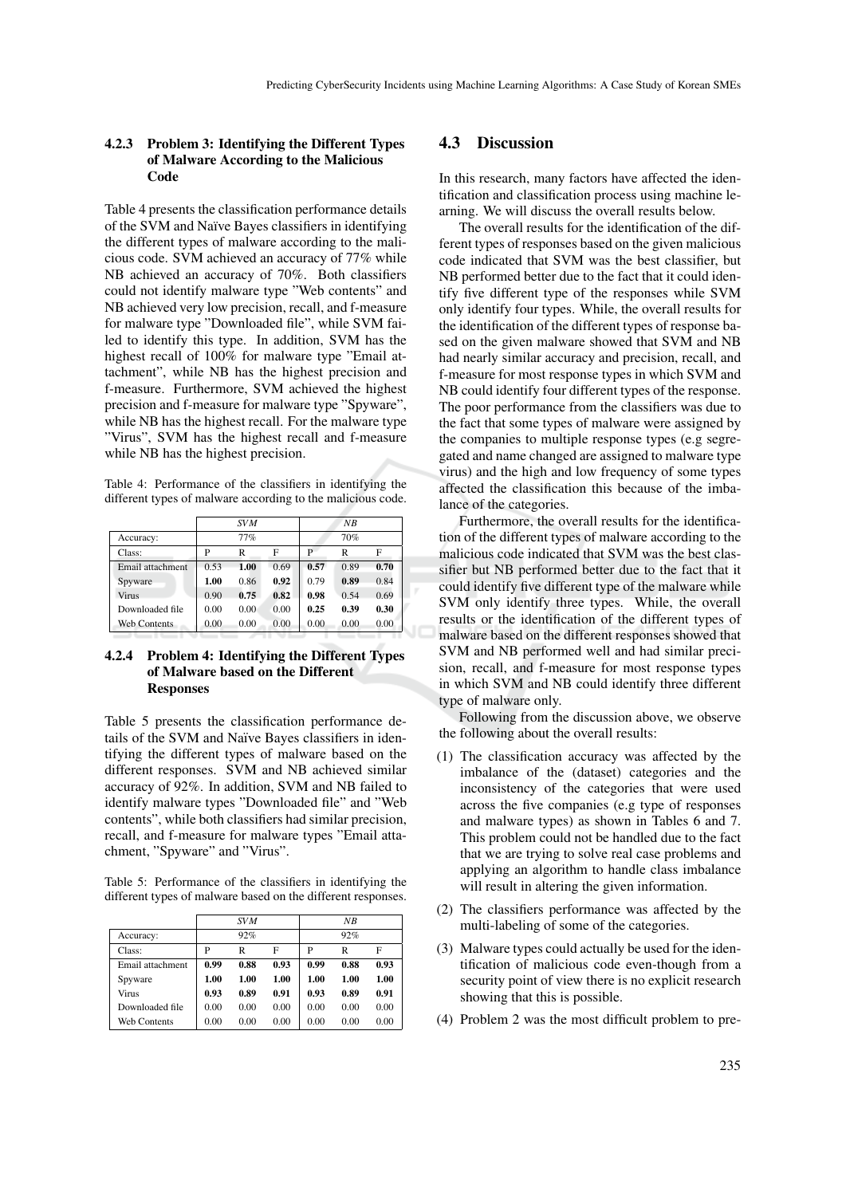#### 4.2.3 Problem 3: Identifying the Different Types of Malware According to the Malicious Code

Table 4 presents the classification performance details of the SVM and Naïve Bayes classifiers in identifying the different types of malware according to the malicious code. SVM achieved an accuracy of 77% while NB achieved an accuracy of 70%. Both classifiers could not identify malware type "Web contents" and NB achieved very low precision, recall, and f-measure for malware type "Downloaded file", while SVM failed to identify this type. In addition, SVM has the highest recall of 100% for malware type "Email attachment", while NB has the highest precision and f-measure. Furthermore, SVM achieved the highest precision and f-measure for malware type "Spyware", while NB has the highest recall. For the malware type "Virus", SVM has the highest recall and f-measure while NB has the highest precision.

Table 4: Performance of the classifiers in identifying the different types of malware according to the malicious code.

| | *SVM* | | | *NB* | | |
|---|---|---|---|---|---|---|
| Accuracy: | 77% | | | 70% | | |
| Class: | P | R | F | P | R | F |
| Email attachment | 0.53 | **1.00** | 0.69 | **0.57** | 0.89 | **0.70** |
| Spyware | **1.00** | 0.86 | **0.92** | 0.79 | **0.89** | 0.84 |
| Virus | 0.90 | **0.75** | **0.82** | **0.98** | 0.54 | 0.69 |
| Downloaded file | 0.00 | 0.00 | 0.00 | **0.25** | **0.39** | **0.30** |
| Web Contents | 0.00 | 0.00 | 0.00 | 0.00 | 0.00 | 0.00 |

#### 4.2.4 Problem 4: Identifying the Different Types of Malware based on the Different Responses

Table 5 presents the classification performance details of the SVM and Naïve Bayes classifiers in identifying the different types of malware based on the different responses. SVM and NB achieved similar accuracy of 92%. In addition, SVM and NB failed to identify malware types "Downloaded file" and "Web contents", while both classifiers had similar precision, recall, and f-measure for malware types "Email attachment, "Spyware" and "Virus".

Table 5: Performance of the classifiers in identifying the different types of malware based on the different responses.

| | *SVM* | | | *NB* | | |
|---|---|---|---|---|---|---|
| Accuracy: | 92% | | | 92% | | |
| Class: | P | R | F | P | R | F |
| Email attachment | **0.99** | **0.88** | **0.93** | **0.99** | **0.88** | **0.93** |
| Spyware | **1.00** | **1.00** | **1.00** | **1.00** | **1.00** | **1.00** |
| Virus | **0.93** | **0.89** | **0.91** | **0.93** | **0.89** | **0.91** |
| Downloaded file | 0.00 | 0.00 | 0.00 | 0.00 | 0.00 | 0.00 |
| Web Contents | 0.00 | 0.00 | 0.00 | 0.00 | 0.00 | 0.00 |

## 4.3 Discussion

In this research, many factors have affected the identification and classification process using machine learning. We will discuss the overall results below.

The overall results for the identification of the different types of responses based on the given malicious code indicated that SVM was the best classifier, but NB performed better due to the fact that it could identify five different type of the responses while SVM only identify four types. While, the overall results for the identification of the different types of response based on the given malware showed that SVM and NB had nearly similar accuracy and precision, recall, and f-measure for most response types in which SVM and NB could identify four different types of the response. The poor performance from the classifiers was due to the fact that some types of malware were assigned by the companies to multiple response types (e.g segregated and name changed are assigned to malware type virus) and the high and low frequency of some types affected the classification this because of the imbalance of the categories.

Furthermore, the overall results for the identification of the different types of malware according to the malicious code indicated that SVM was the best classifier but NB performed better due to the fact that it could identify five different type of the malware while SVM only identify three types. While, the overall results or the identification of the different types of malware based on the different responses showed that SVM and NB performed well and had similar precision, recall, and f-measure for most response types in which SVM and NB could identify three different type of malware only.

Following from the discussion above, we observe the following about the overall results:

(1) The classification accuracy was affected by the imbalance of the (dataset) categories and the inconsistency of the categories that were used across the five companies (e.g type of responses and malware types) as shown in Tables 6 and 7. This problem could not be handled due to the fact that we are trying to solve real case problems and applying an algorithm to handle class imbalance will result in altering the given information.

(2) The classifiers performance was affected by the multi-labeling of some of the categories.

(3) Malware types could actually be used for the identification of malicious code even-though from a security point of view there is no explicit research showing that this is possible.

(4) Problem 2 was the most difficult problem to pre-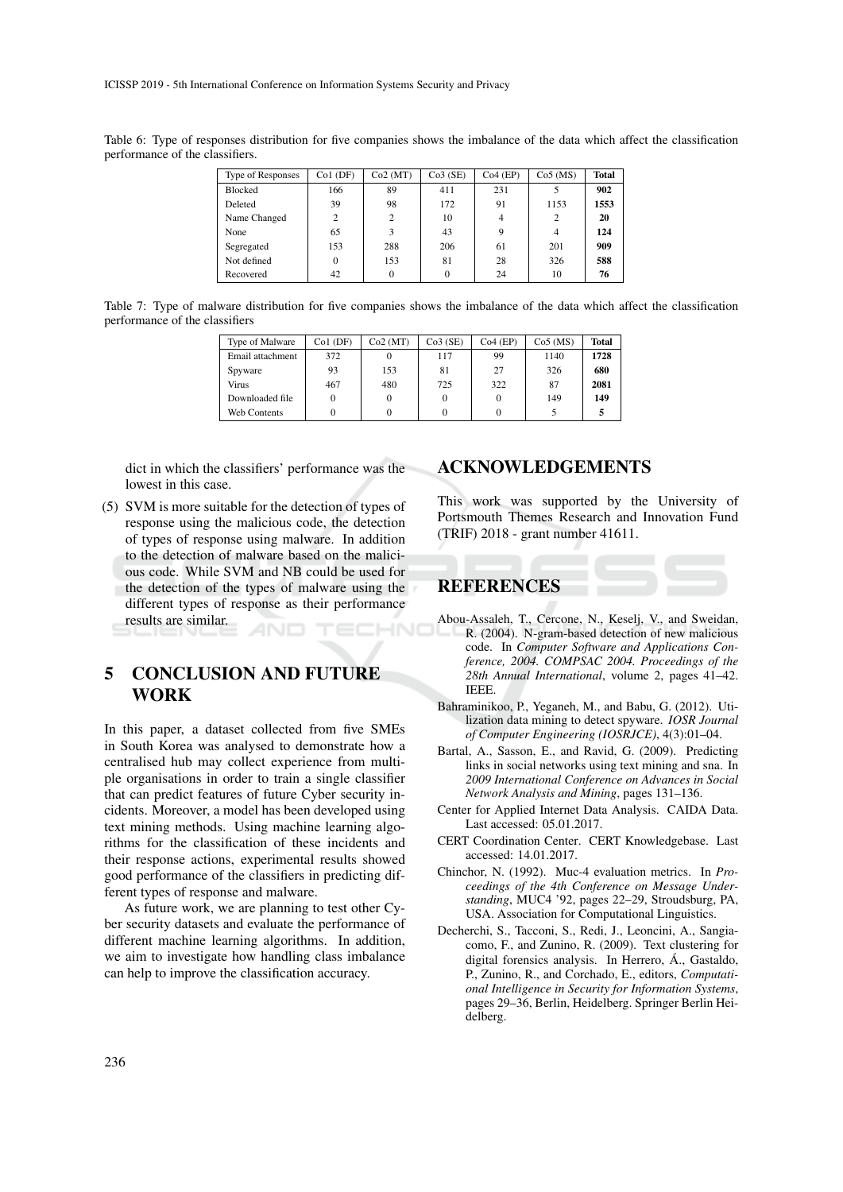Table 6: Type of responses distribution for five companies shows the imbalance of the data which affect the classification performance of the classifiers.

| Type of Responses | Co1 (DF) | Co2 (MT) | Co3 (SE) | Co4 (EP) | Co5 (MS) | **Total** |
|---|---|---|---|---|---|---|
| Blocked | 166 | 89 | 411 | 231 | 5 | **902** |
| Deleted | 39 | 98 | 172 | 91 | 1153 | **1553** |
| Name Changed | 2 | 2 | 10 | 4 | 2 | **20** |
| None | 65 | 3 | 43 | 9 | 4 | **124** |
| Segregated | 153 | 288 | 206 | 61 | 201 | **909** |
| Not defined | 0 | 153 | 81 | 28 | 326 | **588** |
| Recovered | 42 | 0 | 0 | 24 | 10 | **76** |

Table 7: Type of malware distribution for five companies shows the imbalance of the data which affect the classification performance of the classifiers

| Type of Malware | Co1 (DF) | Co2 (MT) | Co3 (SE) | Co4 (EP) | Co5 (MS) | **Total** |
|---|---|---|---|---|---|---|
| Email attachment | 372 | 0 | 117 | 99 | 1140 | **1728** |
| Spyware | 93 | 153 | 81 | 27 | 326 | **680** |
| Virus | 467 | 480 | 725 | 322 | 87 | **2081** |
| Downloaded file | 0 | 0 | 0 | 0 | 149 | **149** |
| Web Contents | 0 | 0 | 0 | 0 | 5 | **5** |

dict in which the classifiers' performance was the lowest in this case.

(5) SVM is more suitable for the detection of types of response using the malicious code, the detection of types of response using malware. In addition to the detection of malware based on the malicious code. While SVM and NB could be used for the detection of the types of malware using the different types of response as their performance results are similar.

# 5 CONCLUSION AND FUTURE WORK

In this paper, a dataset collected from five SMEs in South Korea was analysed to demonstrate how a centralised hub may collect experience from multiple organisations in order to train a single classifier that can predict features of future Cyber security incidents. Moreover, a model has been developed using text mining methods. Using machine learning algorithms for the classification of these incidents and their response actions, experimental results showed good performance of the classifiers in predicting different types of response and malware.

As future work, we are planning to test other Cyber security datasets and evaluate the performance of different machine learning algorithms. In addition, we aim to investigate how handling class imbalance can help to improve the classification accuracy.

# ACKNOWLEDGEMENTS

This work was supported by the University of Portsmouth Themes Research and Innovation Fund (TRIF) 2018 - grant number 41611.

# REFERENCES

Abou-Assaleh, T., Cercone, N., Keselj, V., and Sweidan, R. (2004). N-gram-based detection of new malicious code. In *Computer Software and Applications Conference, 2004. COMPSAC 2004. Proceedings of the 28th Annual International*, volume 2, pages 41–42. IEEE.

Bahraminikoo, P., Yeganeh, M., and Babu, G. (2012). Utilization data mining to detect spyware. *IOSR Journal of Computer Engineering (IOSRJCE)*, 4(3):01–04.

Bartal, A., Sasson, E., and Ravid, G. (2009). Predicting links in social networks using text mining and sna. In *2009 International Conference on Advances in Social Network Analysis and Mining*, pages 131–136.

Center for Applied Internet Data Analysis. CAIDA Data. Last accessed: 05.01.2017.

CERT Coordination Center. CERT Knowledgebase. Last accessed: 14.01.2017.

Chinchor, N. (1992). Muc-4 evaluation metrics. In *Proceedings of the 4th Conference on Message Understanding*, MUC4 '92, pages 22–29, Stroudsburg, PA, USA. Association for Computational Linguistics.

Decherchi, S., Tacconi, S., Redi, J., Leoncini, A., Sangiacomo, F., and Zunino, R. (2009). Text clustering for digital forensics analysis. In Herrero, Á., Gastaldo, P., Zunino, R., and Corchado, E., editors, *Computational Intelligence in Security for Information Systems*, pages 29–36, Berlin, Heidelberg. Springer Berlin Heidelberg.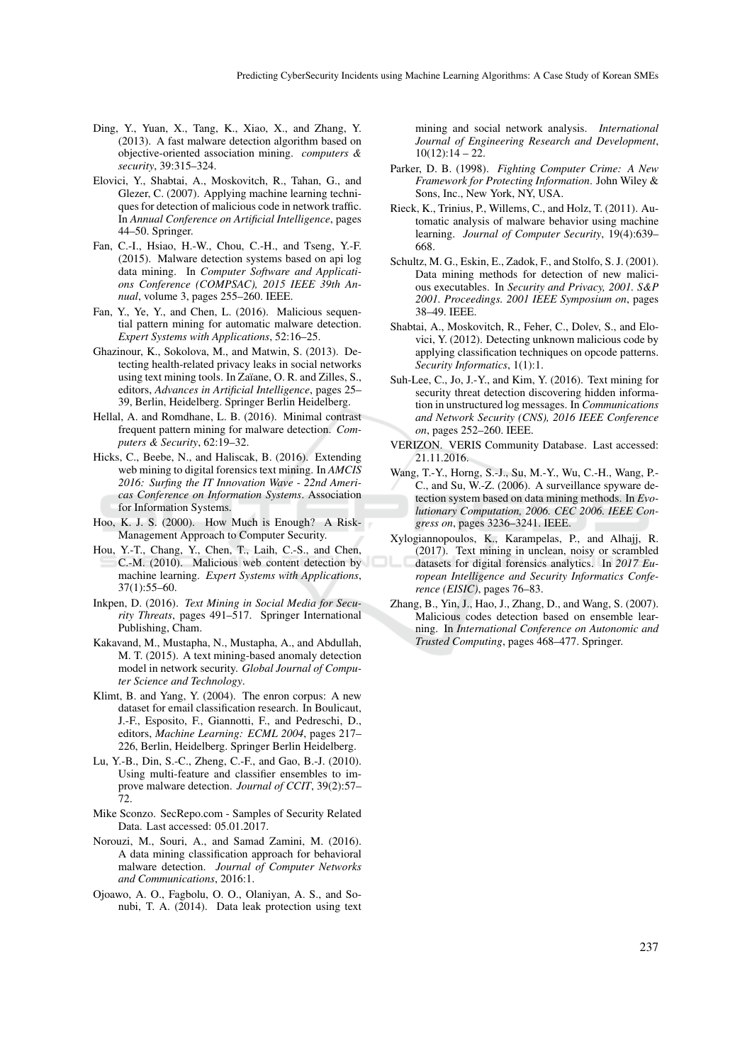Ding, Y., Yuan, X., Tang, K., Xiao, X., and Zhang, Y. (2013). A fast malware detection algorithm based on objective-oriented association mining. *computers & security*, 39:315–324.

Elovici, Y., Shabtai, A., Moskovitch, R., Tahan, G., and Glezer, C. (2007). Applying machine learning techniques for detection of malicious code in network traffic. In *Annual Conference on Artificial Intelligence*, pages 44–50. Springer.

Fan, C.-I., Hsiao, H.-W., Chou, C.-H., and Tseng, Y.-F. (2015). Malware detection systems based on api log data mining. In *Computer Software and Applications Conference (COMPSAC), 2015 IEEE 39th Annual*, volume 3, pages 255–260. IEEE.

Fan, Y., Ye, Y., and Chen, L. (2016). Malicious sequential pattern mining for automatic malware detection. *Expert Systems with Applications*, 52:16–25.

Ghazinour, K., Sokolova, M., and Matwin, S. (2013). Detecting health-related privacy leaks in social networks using text mining tools. In Zaïane, O. R. and Zilles, S., editors, *Advances in Artificial Intelligence*, pages 25–39, Berlin, Heidelberg. Springer Berlin Heidelberg.

Hellal, A. and Romdhane, L. B. (2016). Minimal contrast frequent pattern mining for malware detection. *Computers & Security*, 62:19–32.

Hicks, C., Beebe, N., and Haliscak, B. (2016). Extending web mining to digital forensics text mining. In *AMCIS 2016: Surfing the IT Innovation Wave - 22nd Americas Conference on Information Systems*. Association for Information Systems.

Hoo, K. J. S. (2000). How Much is Enough? A Risk-Management Approach to Computer Security.

Hou, Y.-T., Chang, Y., Chen, T., Laih, C.-S., and Chen, C.-M. (2010). Malicious web content detection by machine learning. *Expert Systems with Applications*, 37(1):55–60.

Inkpen, D. (2016). *Text Mining in Social Media for Security Threats*, pages 491–517. Springer International Publishing, Cham.

Kakavand, M., Mustapha, N., Mustapha, A., and Abdullah, M. T. (2015). A text mining-based anomaly detection model in network security. *Global Journal of Computer Science and Technology*.

Klimt, B. and Yang, Y. (2004). The enron corpus: A new dataset for email classification research. In Boulicaut, J.-F., Esposito, F., Giannotti, F., and Pedreschi, D., editors, *Machine Learning: ECML 2004*, pages 217–226, Berlin, Heidelberg. Springer Berlin Heidelberg.

Lu, Y.-B., Din, S.-C., Zheng, C.-F., and Gao, B.-J. (2010). Using multi-feature and classifier ensembles to improve malware detection. *Journal of CCIT*, 39(2):57–72.

Mike Sconzo. SecRepo.com - Samples of Security Related Data. Last accessed: 05.01.2017.

Norouzi, M., Souri, A., and Samad Zamini, M. (2016). A data mining classification approach for behavioral malware detection. *Journal of Computer Networks and Communications*, 2016:1.

Ojoawo, A. O., Fagbolu, O. O., Olaniyan, A. S., and Sonubi, T. A. (2014). Data leak protection using text mining and social network analysis. *International Journal of Engineering Research and Development*, 10(12):14 – 22.

Parker, D. B. (1998). *Fighting Computer Crime: A New Framework for Protecting Information*. John Wiley & Sons, Inc., New York, NY, USA.

Rieck, K., Trinius, P., Willems, C., and Holz, T. (2011). Automatic analysis of malware behavior using machine learning. *Journal of Computer Security*, 19(4):639–668.

Schultz, M. G., Eskin, E., Zadok, F., and Stolfo, S. J. (2001). Data mining methods for detection of new malicious executables. In *Security and Privacy, 2001. S&P 2001. Proceedings. 2001 IEEE Symposium on*, pages 38–49. IEEE.

Shabtai, A., Moskovitch, R., Feher, C., Dolev, S., and Elovici, Y. (2012). Detecting unknown malicious code by applying classification techniques on opcode patterns. *Security Informatics*, 1(1):1.

Suh-Lee, C., Jo, J.-Y., and Kim, Y. (2016). Text mining for security threat detection discovering hidden information in unstructured log messages. In *Communications and Network Security (CNS), 2016 IEEE Conference on*, pages 252–260. IEEE.

VERIZON. VERIS Community Database. Last accessed: 21.11.2016.

Wang, T.-Y., Horng, S.-J., Su, M.-Y., Wu, C.-H., Wang, P.-C., and Su, W.-Z. (2006). A surveillance spyware detection system based on data mining methods. In *Evolutionary Computation, 2006. CEC 2006. IEEE Congress on*, pages 3236–3241. IEEE.

Xylogiannopoulos, K., Karampelas, P., and Alhajj, R. (2017). Text mining in unclean, noisy or scrambled datasets for digital forensics analytics. In *2017 European Intelligence and Security Informatics Conference (EISIC)*, pages 76–83.

Zhang, B., Yin, J., Hao, J., Zhang, D., and Wang, S. (2007). Malicious codes detection based on ensemble learning. In *International Conference on Autonomic and Trusted Computing*, pages 468–477. Springer.